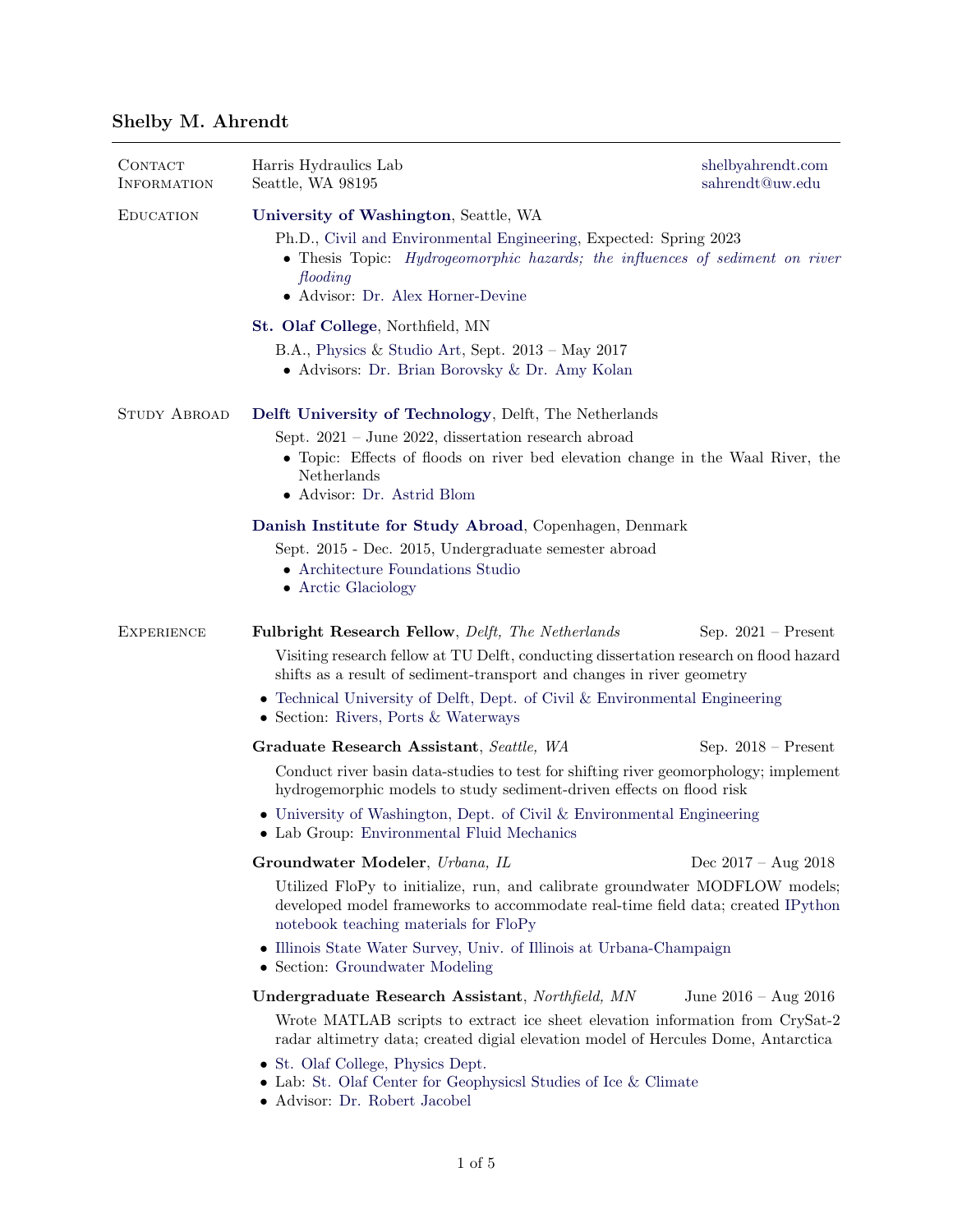# Shelby M. Ahrendt

## Contact Information

Harris Hydraulics Lab
Seattle, WA 98195

shelbyahrendt.com
sahrendt@uw.edu

## Education

**University of Washington**, Seattle, WA

Ph.D., Civil and Environmental Engineering, Expected: Spring 2023

- Thesis Topic: *Hydrogeomorphic hazards; the influences of sediment on river flooding*
- Advisor: Dr. Alex Horner-Devine

**St. Olaf College**, Northfield, MN

B.A., Physics & Studio Art, Sept. 2013 – May 2017

- Advisors: Dr. Brian Borovsky & Dr. Amy Kolan

## Study Abroad

**Delft University of Technology**, Delft, The Netherlands

Sept. 2021 – June 2022, dissertation research abroad

- Topic: Effects of floods on river bed elevation change in the Waal River, the Netherlands
- Advisor: Dr. Astrid Blom

**Danish Institute for Study Abroad**, Copenhagen, Denmark

Sept. 2015 - Dec. 2015, Undergraduate semester abroad

- Architecture Foundations Studio
- Arctic Glaciology

## Experience

**Fulbright Research Fellow**, *Delft, The Netherlands* — Sep. 2021 – Present

Visiting research fellow at TU Delft, conducting dissertation research on flood hazard shifts as a result of sediment-transport and changes in river geometry

- Technical University of Delft, Dept. of Civil & Environmental Engineering
- Section: Rivers, Ports & Waterways

**Graduate Research Assistant**, *Seattle, WA* — Sep. 2018 – Present

Conduct river basin data-studies to test for shifting river geomorphology; implement hydrogemorphic models to study sediment-driven effects on flood risk

- University of Washington, Dept. of Civil & Environmental Engineering
- Lab Group: Environmental Fluid Mechanics

**Groundwater Modeler**, *Urbana, IL* — Dec 2017 – Aug 2018

Utilized FloPy to initialize, run, and calibrate groundwater MODFLOW models; developed model frameworks to accommodate real-time field data; created IPython notebook teaching materials for FloPy

- Illinois State Water Survey, Univ. of Illinois at Urbana-Champaign
- Section: Groundwater Modeling

**Undergraduate Research Assistant**, *Northfield, MN* — June 2016 – Aug 2016

Wrote MATLAB scripts to extract ice sheet elevation information from CrySat-2 radar altimetry data; created digial elevation model of Hercules Dome, Antarctica

- St. Olaf College, Physics Dept.
- Lab: St. Olaf Center for Geophysicsl Studies of Ice & Climate
- Advisor: Dr. Robert Jacobel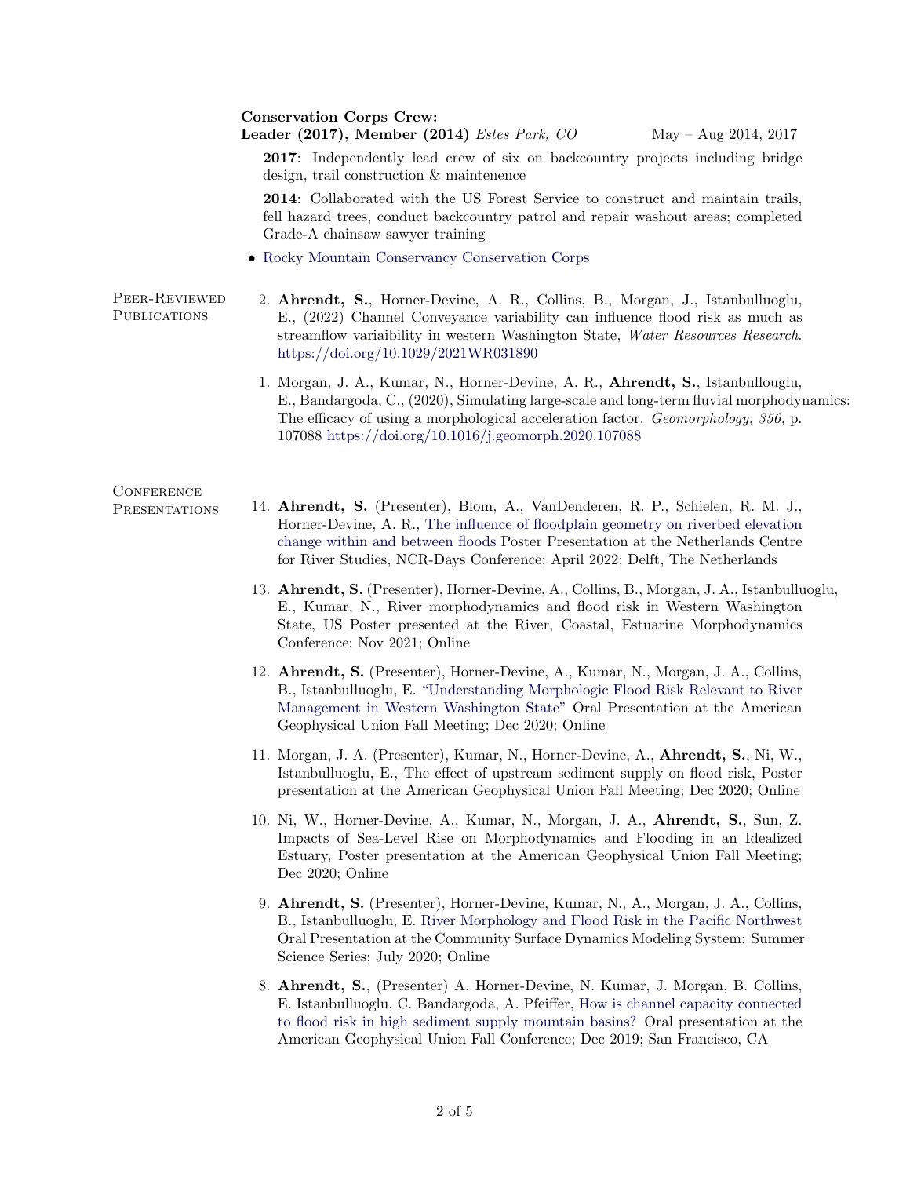**Conservation Corps Crew:**
**Leader (2017), Member (2014)** *Estes Park, CO* May – Aug 2014, 2017

**2017**: Independently lead crew of six on backcountry projects including bridge design, trail construction & maintenence

**2014**: Collaborated with the US Forest Service to construct and maintain trails, fell hazard trees, conduct backcountry patrol and repair washout areas; completed Grade-A chainsaw sawyer training

- Rocky Mountain Conservancy Conservation Corps

## Peer-Reviewed Publications

2. **Ahrendt, S.**, Horner-Devine, A. R., Collins, B., Morgan, J., Istanbulluoglu, E., (2022) Channel Conveyance variability can influence flood risk as much as streamflow variaibility in western Washington State, *Water Resources Research*. https://doi.org/10.1029/2021WR031890

1. Morgan, J. A., Kumar, N., Horner-Devine, A. R., **Ahrendt, S.**, Istanbulluoglu, E., Bandargoda, C., (2020), Simulating large-scale and long-term fluvial morphodynamics: The efficacy of using a morphological acceleration factor. *Geomorphology, 356,* p. 107088 https://doi.org/10.1016/j.geomorph.2020.107088

## Conference Presentations

14. **Ahrendt, S.** (Presenter), Blom, A., VanDenderen, R. P., Schielen, R. M. J., Horner-Devine, A. R., The influence of floodplain geometry on riverbed elevation change within and between floods Poster Presentation at the Netherlands Centre for River Studies, NCR-Days Conference; April 2022; Delft, The Netherlands

13. **Ahrendt, S.** (Presenter), Horner-Devine, A., Collins, B., Morgan, J. A., Istanbulluoglu, E., Kumar, N., River morphodynamics and flood risk in Western Washington State, US Poster presented at the River, Coastal, Estuarine Morphodynamics Conference; Nov 2021; Online

12. **Ahrendt, S.** (Presenter), Horner-Devine, A., Kumar, N., Morgan, J. A., Collins, B., Istanbulluoglu, E. "Understanding Morphologic Flood Risk Relevant to River Management in Western Washington State" Oral Presentation at the American Geophysical Union Fall Meeting; Dec 2020; Online

11. Morgan, J. A. (Presenter), Kumar, N., Horner-Devine, A., **Ahrendt, S.**, Ni, W., Istanbulluoglu, E., The effect of upstream sediment supply on flood risk, Poster presentation at the American Geophysical Union Fall Meeting; Dec 2020; Online

10. Ni, W., Horner-Devine, A., Kumar, N., Morgan, J. A., **Ahrendt, S.**, Sun, Z. Impacts of Sea-Level Rise on Morphodynamics and Flooding in an Idealized Estuary, Poster presentation at the American Geophysical Union Fall Meeting; Dec 2020; Online

9. **Ahrendt, S.** (Presenter), Horner-Devine, Kumar, N., A., Morgan, J. A., Collins, B., Istanbulluoglu, E. River Morphology and Flood Risk in the Pacific Northwest Oral Presentation at the Community Surface Dynamics Modeling System: Summer Science Series; July 2020; Online

8. **Ahrendt, S.**, (Presenter) A. Horner-Devine, N. Kumar, J. Morgan, B. Collins, E. Istanbulluoglu, C. Bandargoda, A. Pfeiffer, How is channel capacity connected to flood risk in high sediment supply mountain basins? Oral presentation at the American Geophysical Union Fall Conference; Dec 2019; San Francisco, CA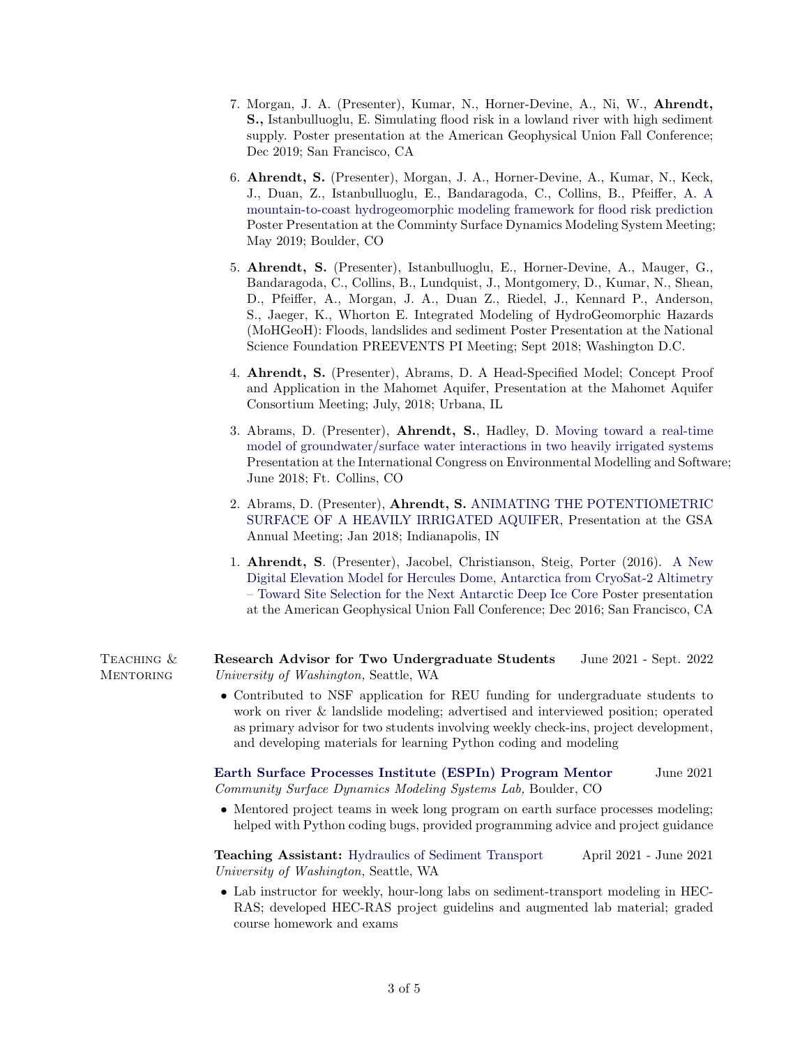7. Morgan, J. A. (Presenter), Kumar, N., Horner-Devine, A., Ni, W., **Ahrendt, S.,** Istanbulluoglu, E. Simulating flood risk in a lowland river with high sediment supply. Poster presentation at the American Geophysical Union Fall Conference; Dec 2019; San Francisco, CA

6. **Ahrendt, S.** (Presenter), Morgan, J. A., Horner-Devine, A., Kumar, N., Keck, J., Duan, Z., Istanbulluoglu, E., Bandaragoda, C., Collins, B., Pfeiffer, A. A mountain-to-coast hydrogeomorphic modeling framework for flood risk prediction Poster Presentation at the Comminty Surface Dynamics Modeling System Meeting; May 2019; Boulder, CO

5. **Ahrendt, S.** (Presenter), Istanbulluoglu, E., Horner-Devine, A., Mauger, G., Bandaragoda, C., Collins, B., Lundquist, J., Montgomery, D., Kumar, N., Shean, D., Pfeiffer, A., Morgan, J. A., Duan Z., Riedel, J., Kennard P., Anderson, S., Jaeger, K., Whorton E. Integrated Modeling of HydroGeomorphic Hazards (MoHGeoH): Floods, landslides and sediment Poster Presentation at the National Science Foundation PREEVENTS PI Meeting; Sept 2018; Washington D.C.

4. **Ahrendt, S.** (Presenter), Abrams, D. A Head-Specified Model; Concept Proof and Application in the Mahomet Aquifer, Presentation at the Mahomet Aquifer Consortium Meeting; July, 2018; Urbana, IL

3. Abrams, D. (Presenter), **Ahrendt, S.**, Hadley, D. Moving toward a real-time model of groundwater/surface water interactions in two heavily irrigated systems Presentation at the International Congress on Environmental Modelling and Software; June 2018; Ft. Collins, CO

2. Abrams, D. (Presenter), **Ahrendt, S.** ANIMATING THE POTENTIOMETRIC SURFACE OF A HEAVILY IRRIGATED AQUIFER, Presentation at the GSA Annual Meeting; Jan 2018; Indianapolis, IN

1. **Ahrendt, S**. (Presenter), Jacobel, Christianson, Steig, Porter (2016). A New Digital Elevation Model for Hercules Dome, Antarctica from CryoSat-2 Altimetry – Toward Site Selection for the Next Antarctic Deep Ice Core Poster presentation at the American Geophysical Union Fall Conference; Dec 2016; San Francisco, CA

## Teaching & Mentoring

**Research Advisor for Two Undergraduate Students** June 2021 - Sept. 2022
*University of Washington,* Seattle, WA

- Contributed to NSF application for REU funding for undergraduate students to work on river & landslide modeling; advertised and interviewed position; operated as primary advisor for two students involving weekly check-ins, project development, and developing materials for learning Python coding and modeling

**Earth Surface Processes Institute (ESPIn) Program Mentor** June 2021
*Community Surface Dynamics Modeling Systems Lab,* Boulder, CO

- Mentored project teams in week long program on earth surface processes modeling; helped with Python coding bugs, provided programming advice and project guidance

**Teaching Assistant:** Hydraulics of Sediment Transport April 2021 - June 2021
*University of Washington,* Seattle, WA

- Lab instructor for weekly, hour-long labs on sediment-transport modeling in HEC-RAS; developed HEC-RAS project guidelins and augmented lab material; graded course homework and exams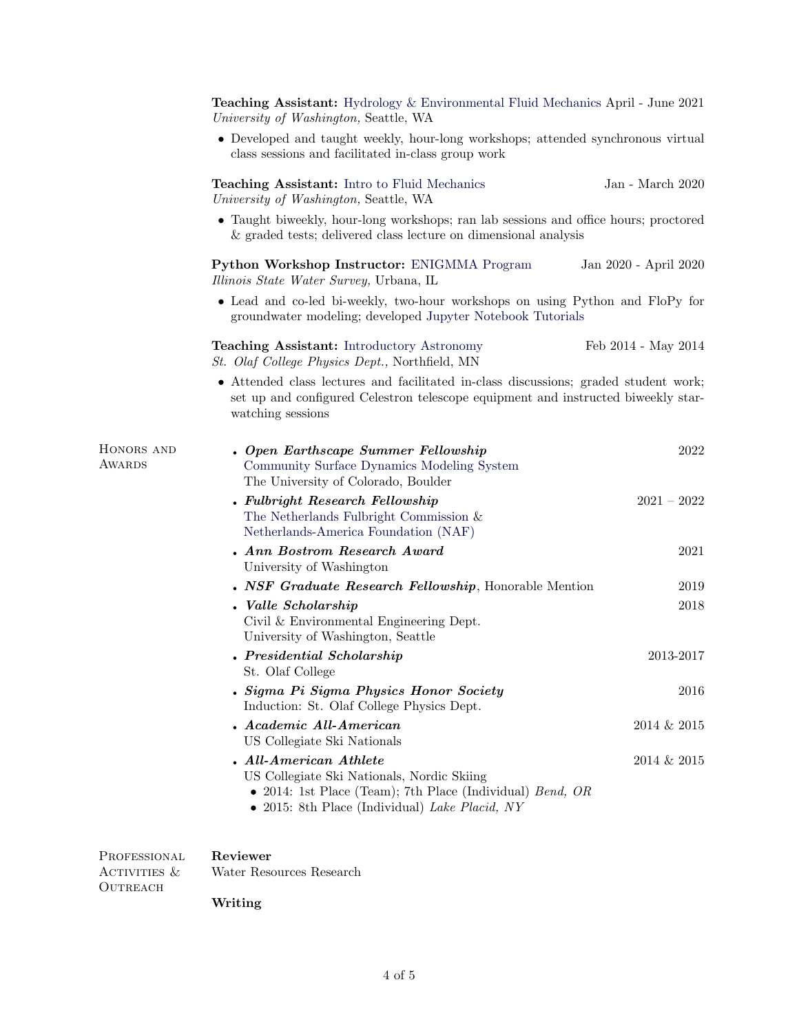**Teaching Assistant:** Hydrology & Environmental Fluid Mechanics April - June 2021
*University of Washington,* Seattle, WA

- Developed and taught weekly, hour-long workshops; attended synchronous virtual class sessions and facilitated in-class group work

**Teaching Assistant:** Intro to Fluid Mechanics Jan - March 2020
*University of Washington,* Seattle, WA

- Taught biweekly, hour-long workshops; ran lab sessions and office hours; proctored & graded tests; delivered class lecture on dimensional analysis

**Python Workshop Instructor:** ENIGMMA Program Jan 2020 - April 2020
*Illinois State Water Survey,* Urbana, IL

- Lead and co-led bi-weekly, two-hour workshops on using Python and FloPy for groundwater modeling; developed Jupyter Notebook Tutorials

**Teaching Assistant:** Introductory Astronomy Feb 2014 - May 2014
*St. Olaf College Physics Dept.,* Northfield, MN

- Attended class lectures and facilitated in-class discussions; graded student work; set up and configured Celestron telescope equipment and instructed biweekly star-watching sessions

## Honors and Awards

- ***Open Earthscape Summer Fellowship*** 2022
  Community Surface Dynamics Modeling System
  The University of Colorado, Boulder
- ***Fulbright Research Fellowship*** 2021 – 2022
  The Netherlands Fulbright Commission &
  Netherlands-America Foundation (NAF)
- ***Ann Bostrom Research Award*** 2021
  University of Washington
- ***NSF Graduate Research Fellowship***, Honorable Mention 2019
- ***Valle Scholarship*** 2018
  Civil & Environmental Engineering Dept.
  University of Washington, Seattle
- ***Presidential Scholarship*** 2013-2017
  St. Olaf College
- ***Sigma Pi Sigma Physics Honor Society*** 2016
  Induction: St. Olaf College Physics Dept.
- ***Academic All-American*** 2014 & 2015
  US Collegiate Ski Nationals
- ***All-American Athlete*** 2014 & 2015
  US Collegiate Ski Nationals, Nordic Skiing
  - 2014: 1st Place (Team); 7th Place (Individual) *Bend, OR*
  - 2015: 8th Place (Individual) *Lake Placid, NY*

## Professional Activities & Outreach

**Reviewer**
Water Resources Research

**Writing**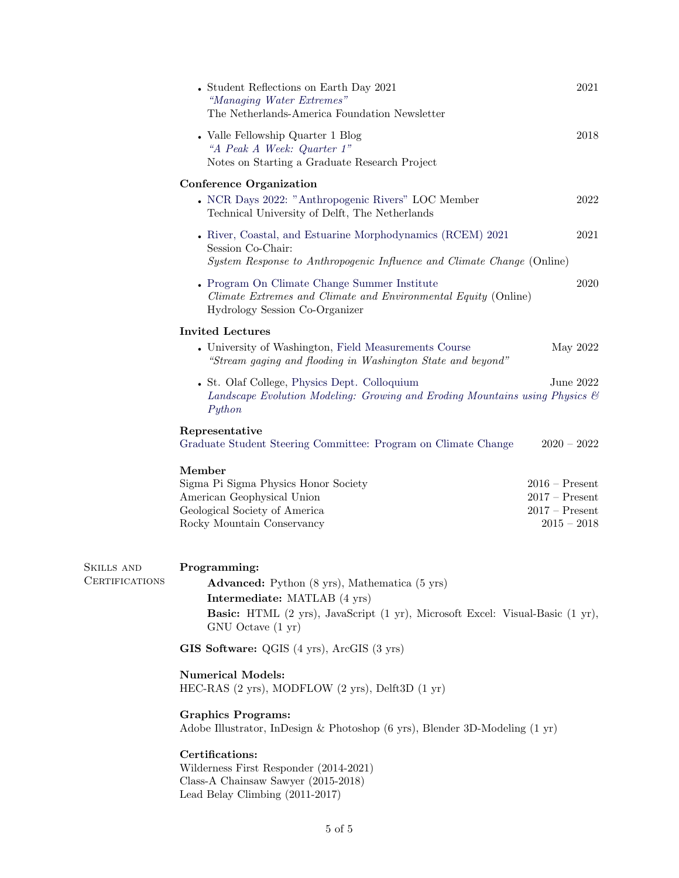- Student Reflections on Earth Day 2021 — 2021
  *"Managing Water Extremes"*
  The Netherlands-America Foundation Newsletter

- Valle Fellowship Quarter 1 Blog — 2018
  *"A Peak A Week: Quarter 1"*
  Notes on Starting a Graduate Research Project

### Conference Organization

- NCR Days 2022: "Anthropogenic Rivers" LOC Member — 2022
  Technical University of Delft, The Netherlands

- River, Coastal, and Estuarine Morphodynamics (RCEM) 2021 — 2021
  Session Co-Chair:
  *System Response to Anthropogenic Influence and Climate Change* (Online)

- Program On Climate Change Summer Institute — 2020
  *Climate Extremes and Climate and Environmental Equity* (Online)
  Hydrology Session Co-Organizer

### Invited Lectures

- University of Washington, Field Measurements Course — May 2022
  *"Stream gaging and flooding in Washington State and beyond"*

- St. Olaf College, Physics Dept. Colloquium — June 2022
  *Landscape Evolution Modeling: Growing and Eroding Mountains using Physics & Python*

### Representative

Graduate Student Steering Committee: Program on Climate Change — 2020 – 2022

### Member

Sigma Pi Sigma Physics Honor Society — 2016 – Present
American Geophysical Union — 2017 – Present
Geological Society of America — 2017 – Present
Rocky Mountain Conservancy — 2015 – 2018

## Skills and Certifications

**Programming:**

**Advanced:** Python (8 yrs), Mathematica (5 yrs)
**Intermediate:** MATLAB (4 yrs)
**Basic:** HTML (2 yrs), JavaScript (1 yr), Microsoft Excel: Visual-Basic (1 yr), GNU Octave (1 yr)

**GIS Software:** QGIS (4 yrs), ArcGIS (3 yrs)

**Numerical Models:**
HEC-RAS (2 yrs), MODFLOW (2 yrs), Delft3D (1 yr)

**Graphics Programs:**
Adobe Illustrator, InDesign & Photoshop (6 yrs), Blender 3D-Modeling (1 yr)

**Certifications:**
Wilderness First Responder (2014-2021)
Class-A Chainsaw Sawyer (2015-2018)
Lead Belay Climbing (2011-2017)